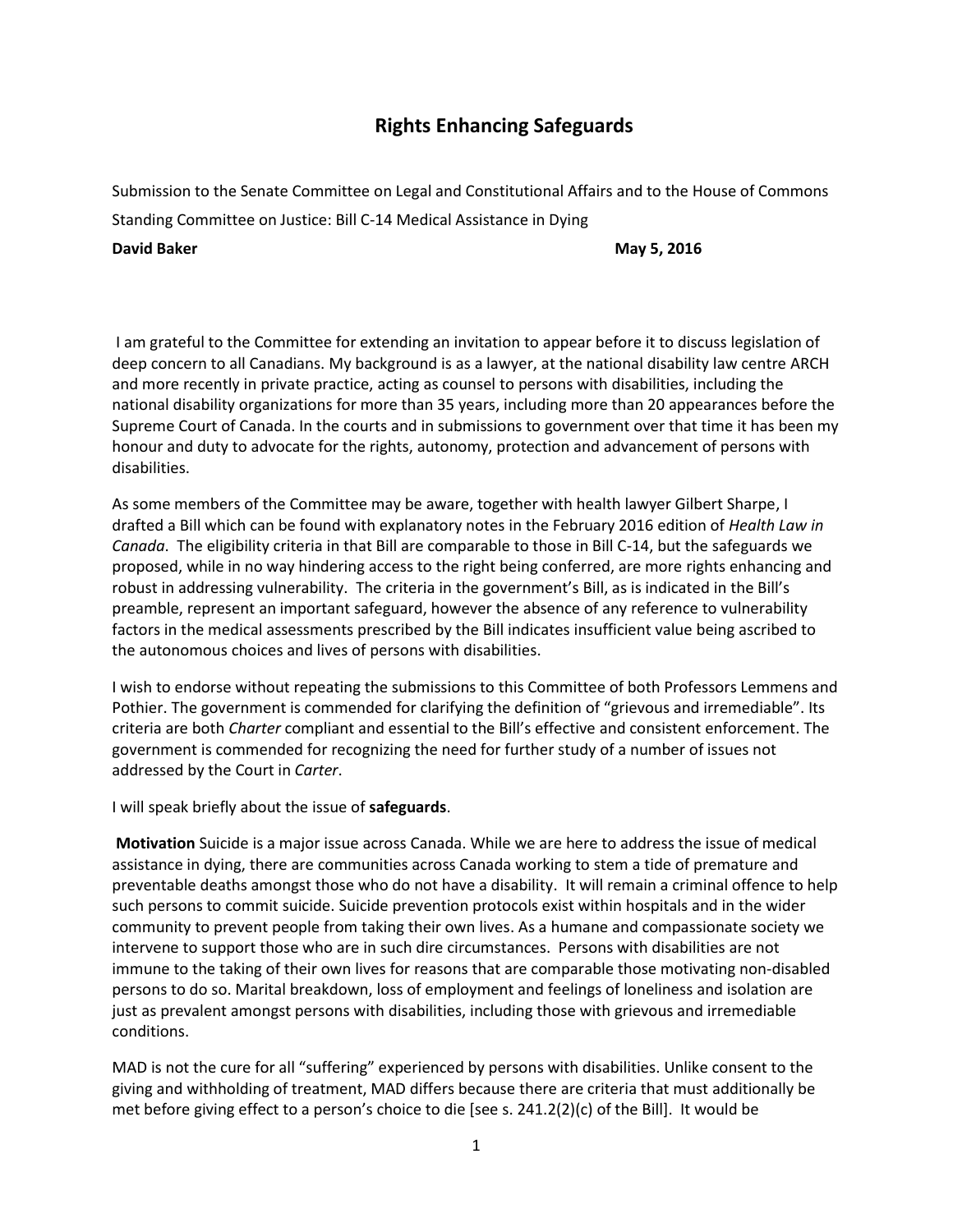# Rights Enhancing Safeguards

Submission to the Senate Committee on Legal and Constitutional Affairs and to the House of Commons Standing Committee on Justice: Bill C-14 Medical Assistance in Dying

**David Baker** **May 5, 2016**

I am grateful to the Committee for extending an invitation to appear before it to discuss legislation of deep concern to all Canadians. My background is as a lawyer, at the national disability law centre ARCH and more recently in private practice, acting as counsel to persons with disabilities, including the national disability organizations for more than 35 years, including more than 20 appearances before the Supreme Court of Canada. In the courts and in submissions to government over that time it has been my honour and duty to advocate for the rights, autonomy, protection and advancement of persons with disabilities.

As some members of the Committee may be aware, together with health lawyer Gilbert Sharpe, I drafted a Bill which can be found with explanatory notes in the February 2016 edition of *Health Law in Canada*. The eligibility criteria in that Bill are comparable to those in Bill C-14, but the safeguards we proposed, while in no way hindering access to the right being conferred, are more rights enhancing and robust in addressing vulnerability. The criteria in the government's Bill, as is indicated in the Bill's preamble, represent an important safeguard, however the absence of any reference to vulnerability factors in the medical assessments prescribed by the Bill indicates insufficient value being ascribed to the autonomous choices and lives of persons with disabilities.

I wish to endorse without repeating the submissions to this Committee of both Professors Lemmens and Pothier. The government is commended for clarifying the definition of "grievous and irremediable". Its criteria are both *Charter* compliant and essential to the Bill's effective and consistent enforcement. The government is commended for recognizing the need for further study of a number of issues not addressed by the Court in *Carter*.

I will speak briefly about the issue of **safeguards**.

**Motivation** Suicide is a major issue across Canada. While we are here to address the issue of medical assistance in dying, there are communities across Canada working to stem a tide of premature and preventable deaths amongst those who do not have a disability. It will remain a criminal offence to help such persons to commit suicide. Suicide prevention protocols exist within hospitals and in the wider community to prevent people from taking their own lives. As a humane and compassionate society we intervene to support those who are in such dire circumstances. Persons with disabilities are not immune to the taking of their own lives for reasons that are comparable those motivating non-disabled persons to do so. Marital breakdown, loss of employment and feelings of loneliness and isolation are just as prevalent amongst persons with disabilities, including those with grievous and irremediable conditions.

MAD is not the cure for all "suffering" experienced by persons with disabilities. Unlike consent to the giving and withholding of treatment, MAD differs because there are criteria that must additionally be met before giving effect to a person's choice to die [see s. 241.2(2)(c) of the Bill]. It would be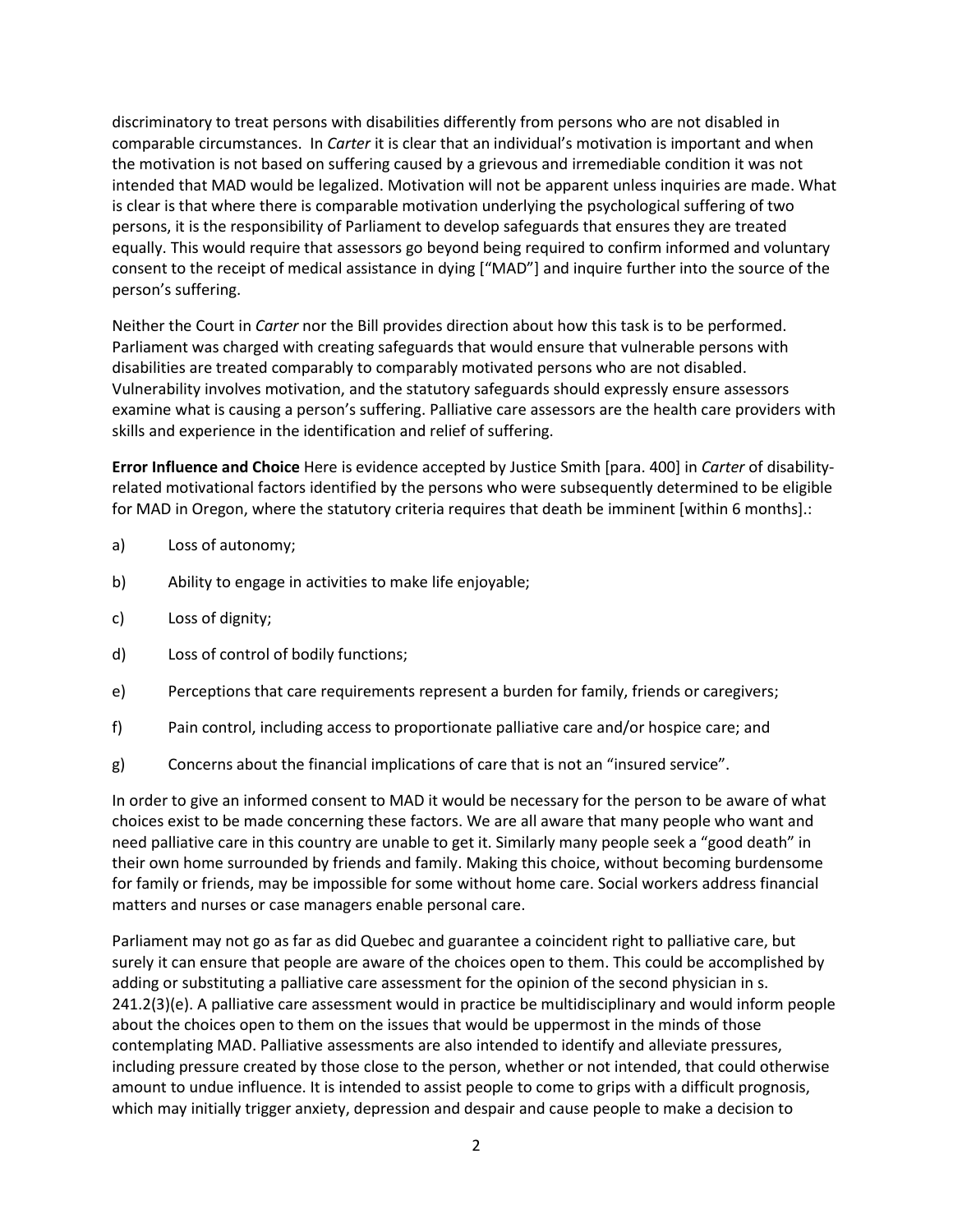discriminatory to treat persons with disabilities differently from persons who are not disabled in comparable circumstances. In *Carter* it is clear that an individual's motivation is important and when the motivation is not based on suffering caused by a grievous and irremediable condition it was not intended that MAD would be legalized. Motivation will not be apparent unless inquiries are made. What is clear is that where there is comparable motivation underlying the psychological suffering of two persons, it is the responsibility of Parliament to develop safeguards that ensures they are treated equally. This would require that assessors go beyond being required to confirm informed and voluntary consent to the receipt of medical assistance in dying ["MAD"] and inquire further into the source of the person's suffering.

Neither the Court in *Carter* nor the Bill provides direction about how this task is to be performed. Parliament was charged with creating safeguards that would ensure that vulnerable persons with disabilities are treated comparably to comparably motivated persons who are not disabled. Vulnerability involves motivation, and the statutory safeguards should expressly ensure assessors examine what is causing a person's suffering. Palliative care assessors are the health care providers with skills and experience in the identification and relief of suffering.

**Error Influence and Choice** Here is evidence accepted by Justice Smith [para. 400] in *Carter* of disability-related motivational factors identified by the persons who were subsequently determined to be eligible for MAD in Oregon, where the statutory criteria requires that death be imminent [within 6 months].:

a) Loss of autonomy;

b) Ability to engage in activities to make life enjoyable;

c) Loss of dignity;

d) Loss of control of bodily functions;

e) Perceptions that care requirements represent a burden for family, friends or caregivers;

f) Pain control, including access to proportionate palliative care and/or hospice care; and

g) Concerns about the financial implications of care that is not an "insured service".

In order to give an informed consent to MAD it would be necessary for the person to be aware of what choices exist to be made concerning these factors. We are all aware that many people who want and need palliative care in this country are unable to get it. Similarly many people seek a "good death" in their own home surrounded by friends and family. Making this choice, without becoming burdensome for family or friends, may be impossible for some without home care. Social workers address financial matters and nurses or case managers enable personal care.

Parliament may not go as far as did Quebec and guarantee a coincident right to palliative care, but surely it can ensure that people are aware of the choices open to them. This could be accomplished by adding or substituting a palliative care assessment for the opinion of the second physician in s. 241.2(3)(e). A palliative care assessment would in practice be multidisciplinary and would inform people about the choices open to them on the issues that would be uppermost in the minds of those contemplating MAD. Palliative assessments are also intended to identify and alleviate pressures, including pressure created by those close to the person, whether or not intended, that could otherwise amount to undue influence. It is intended to assist people to come to grips with a difficult prognosis, which may initially trigger anxiety, depression and despair and cause people to make a decision to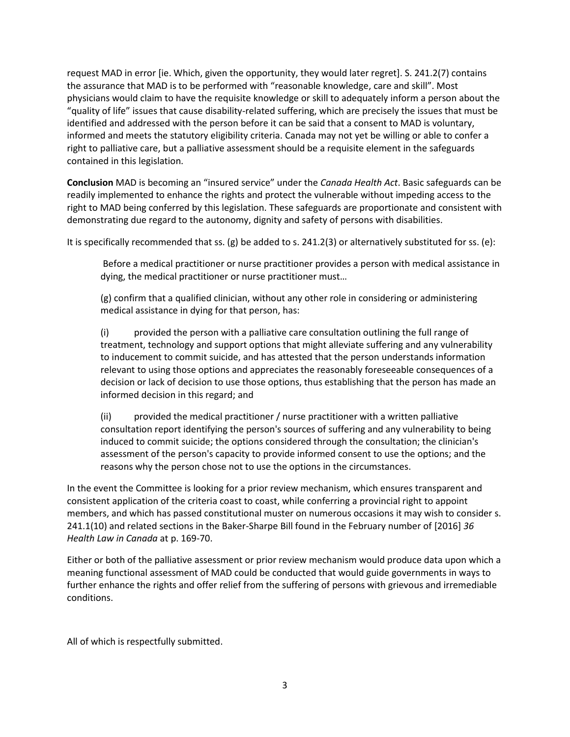request MAD in error [ie. Which, given the opportunity, they would later regret]. S. 241.2(7) contains the assurance that MAD is to be performed with "reasonable knowledge, care and skill". Most physicians would claim to have the requisite knowledge or skill to adequately inform a person about the "quality of life" issues that cause disability-related suffering, which are precisely the issues that must be identified and addressed with the person before it can be said that a consent to MAD is voluntary, informed and meets the statutory eligibility criteria. Canada may not yet be willing or able to confer a right to palliative care, but a palliative assessment should be a requisite element in the safeguards contained in this legislation.

**Conclusion** MAD is becoming an "insured service" under the *Canada Health Act*. Basic safeguards can be readily implemented to enhance the rights and protect the vulnerable without impeding access to the right to MAD being conferred by this legislation. These safeguards are proportionate and consistent with demonstrating due regard to the autonomy, dignity and safety of persons with disabilities.

It is specifically recommended that ss. (g) be added to s. 241.2(3) or alternatively substituted for ss. (e):

> Before a medical practitioner or nurse practitioner provides a person with medical assistance in dying, the medical practitioner or nurse practitioner must…
>
> (g) confirm that a qualified clinician, without any other role in considering or administering medical assistance in dying for that person, has:
>
> (i) provided the person with a palliative care consultation outlining the full range of treatment, technology and support options that might alleviate suffering and any vulnerability to inducement to commit suicide, and has attested that the person understands information relevant to using those options and appreciates the reasonably foreseeable consequences of a decision or lack of decision to use those options, thus establishing that the person has made an informed decision in this regard; and
>
> (ii) provided the medical practitioner / nurse practitioner with a written palliative consultation report identifying the person's sources of suffering and any vulnerability to being induced to commit suicide; the options considered through the consultation; the clinician's assessment of the person's capacity to provide informed consent to use the options; and the reasons why the person chose not to use the options in the circumstances.

In the event the Committee is looking for a prior review mechanism, which ensures transparent and consistent application of the criteria coast to coast, while conferring a provincial right to appoint members, and which has passed constitutional muster on numerous occasions it may wish to consider s. 241.1(10) and related sections in the Baker-Sharpe Bill found in the February number of [2016] *36 Health Law in Canada* at p. 169-70.

Either or both of the palliative assessment or prior review mechanism would produce data upon which a meaning functional assessment of MAD could be conducted that would guide governments in ways to further enhance the rights and offer relief from the suffering of persons with grievous and irremediable conditions.

All of which is respectfully submitted.